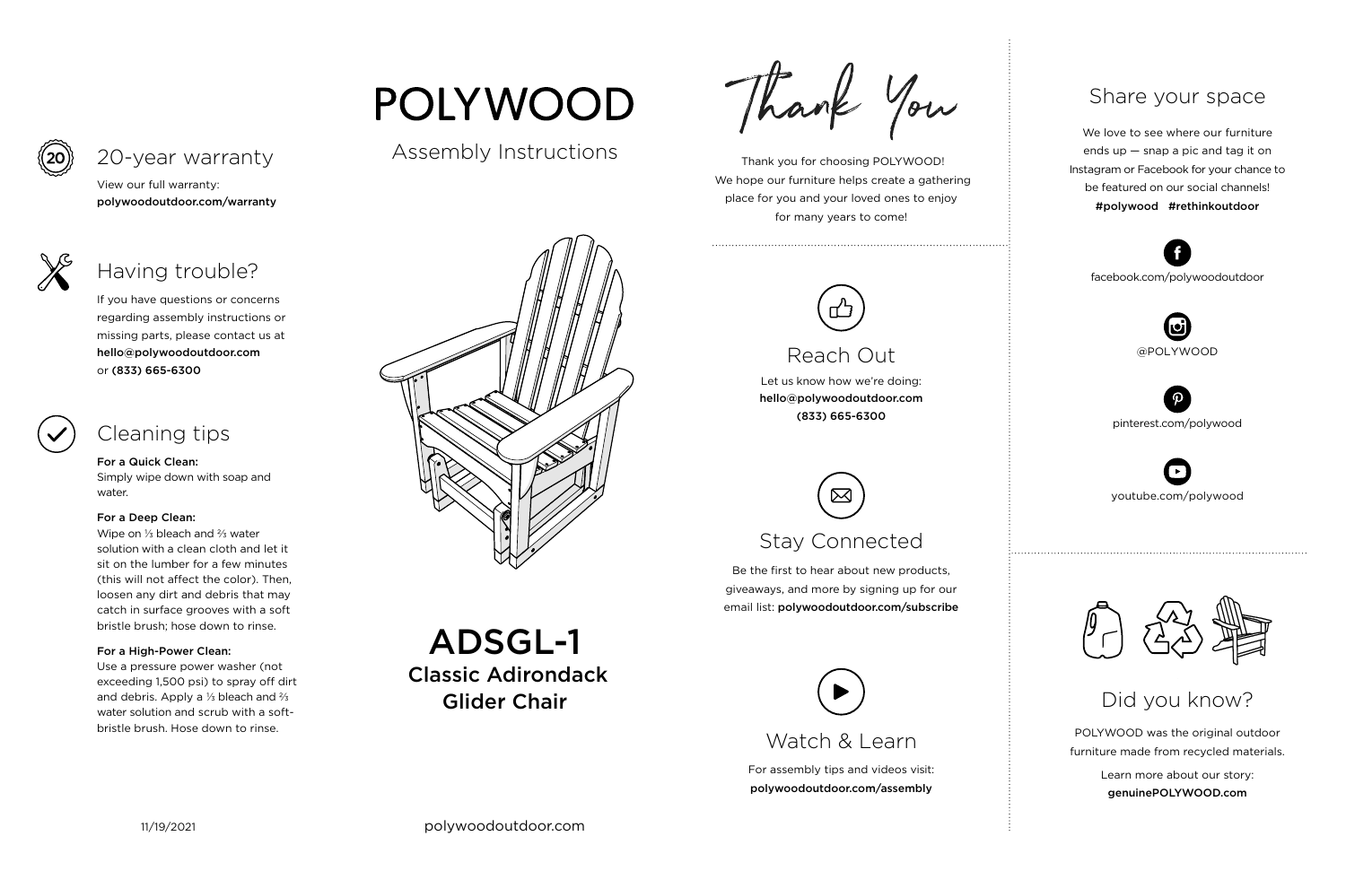## 20-year warranty

View our full warranty:
**polywoodoutdoor.com/warranty**

## Having trouble?

If you have questions or concerns regarding assembly instructions or missing parts, please contact us at **hello@polywoodoutdoor.com** or **(833) 665-6300**

## Cleaning tips

**For a Quick Clean:**
Simply wipe down with soap and water.

**For a Deep Clean:**
Wipe on ⅓ bleach and ⅔ water solution with a clean cloth and let it sit on the lumber for a few minutes (this will not affect the color). Then, loosen any dirt and debris that may catch in surface grooves with a soft bristle brush; hose down to rinse.

**For a High-Power Clean:**
Use a pressure power washer (not exceeding 1,500 psi) to spray off dirt and debris. Apply a ⅓ bleach and ⅔ water solution and scrub with a soft-bristle brush. Hose down to rinse.

11/19/2021

# POLYWOOD

Assembly Instructions

# ADSGL-1
## Classic Adirondack Glider Chair

polywoodoutdoor.com

# Thank You

Thank you for choosing POLYWOOD! We hope our furniture helps create a gathering place for you and your loved ones to enjoy for many years to come!

## Reach Out

Let us know how we're doing:
**hello@polywoodoutdoor.com**
**(833) 665-6300**

## Stay Connected

Be the first to hear about new products, giveaways, and more by signing up for our email list: **polywoodoutdoor.com/subscribe**

## Watch & Learn

For assembly tips and videos visit:
**polywoodoutdoor.com/assembly**

## Share your space

We love to see where our furniture ends up — snap a pic and tag it on Instagram or Facebook for your chance to be featured on our social channels!
**#polywood #rethinkoutdoor**

facebook.com/polywoodoutdoor

@POLYWOOD

pinterest.com/polywood

youtube.com/polywood

## Did you know?

POLYWOOD was the original outdoor furniture made from recycled materials.

Learn more about our story:
**genuinePOLYWOOD.com**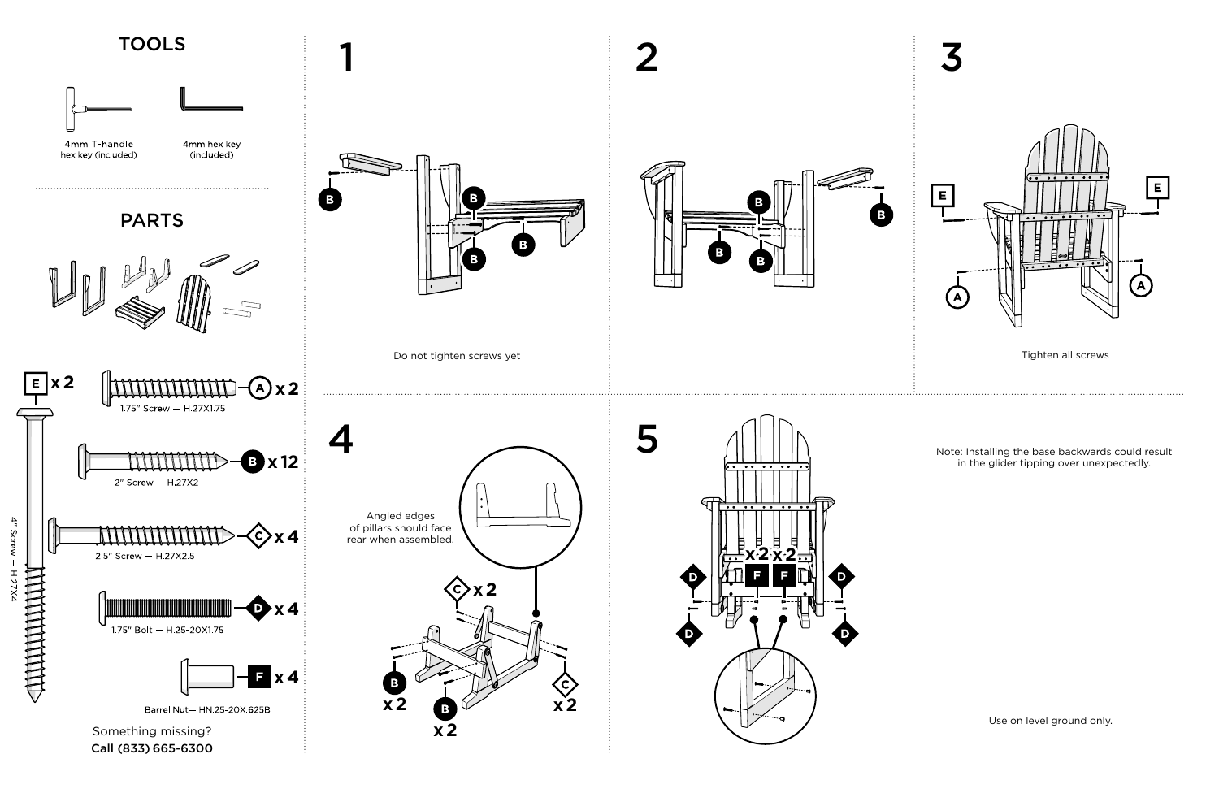## TOOLS

4mm T-handle hex key (included)

4mm hex key (included)

## PARTS

E x 2

4" Screw — H.27X4

A x 2

1.75" Screw — H.27X1.75

B x 12

2" Screw — H.27X2

C x 4

2.5" Screw — H.27X2.5

D x 4

1.75" Bolt — H.25-20X1.75

F x 4

Barrel Nut— HN.25-20X.625B

Something missing?

**Call (833) 665-6300**

## 1

B

B

B

B

Do not tighten screws yet

## 2

B

B

B

B

## 3

E

E

A

A

Tighten all screws

## 4

Angled edges of pillars should face rear when assembled.

C x 2

B x 2

B x 2

C x 2

## 5

x 2 x 2

F F

D D

D D

Note: Installing the base backwards could result in the glider tipping over unexpectedly.

Use on level ground only.